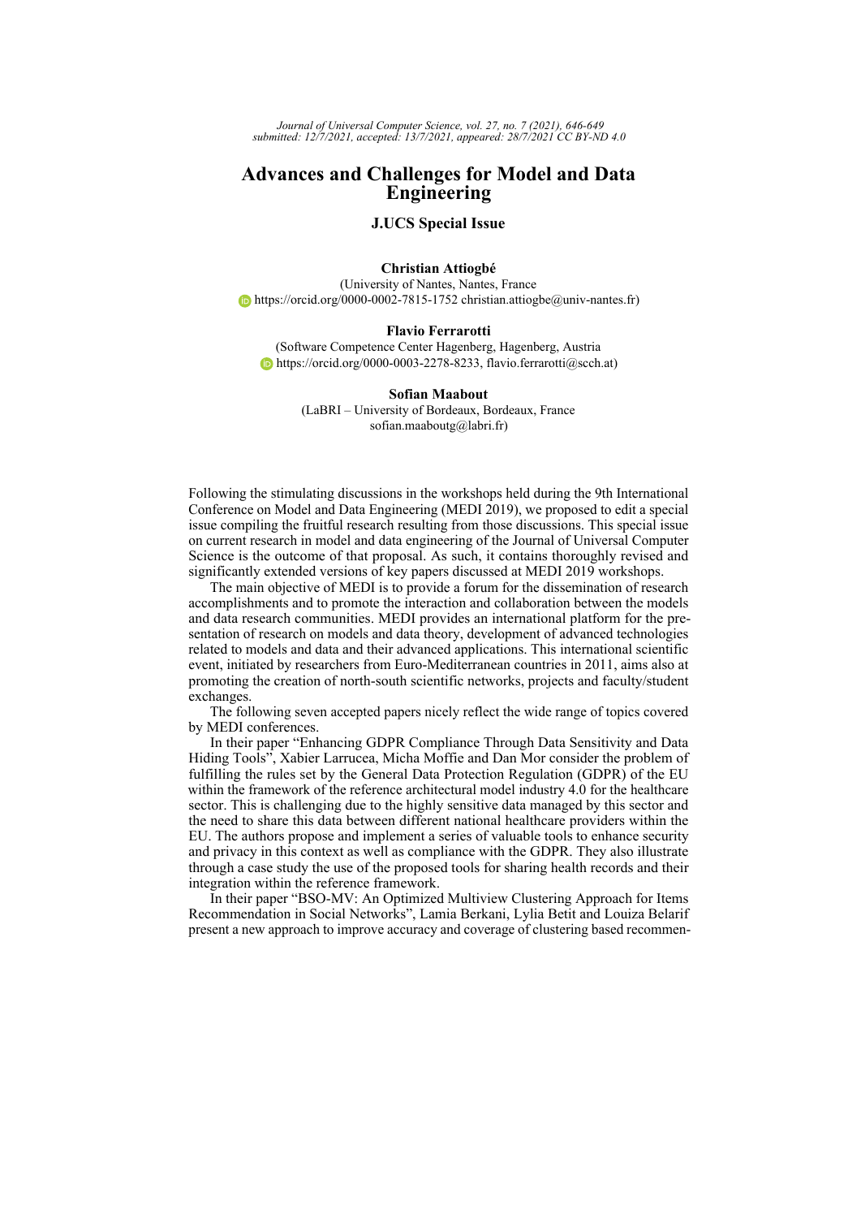# Advances and Challenges for Model and Data Engineering

### J.UCS Special Issue

**Christian Attiogbé**
(University of Nantes, Nantes, France
https://orcid.org/0000-0002-7815-1752 christian.attiogbe@univ-nantes.fr)

**Flavio Ferrarotti**
(Software Competence Center Hagenberg, Hagenberg, Austria
https://orcid.org/0000-0003-2278-8233, flavio.ferrarotti@scch.at)

**Sofian Maabout**
(LaBRI – University of Bordeaux, Bordeaux, France
sofian.maaboutg@labri.fr)

Following the stimulating discussions in the workshops held during the 9th International Conference on Model and Data Engineering (MEDI 2019), we proposed to edit a special issue compiling the fruitful research resulting from those discussions. This special issue on current research in model and data engineering of the Journal of Universal Computer Science is the outcome of that proposal. As such, it contains thoroughly revised and significantly extended versions of key papers discussed at MEDI 2019 workshops.

The main objective of MEDI is to provide a forum for the dissemination of research accomplishments and to promote the interaction and collaboration between the models and data research communities. MEDI provides an international platform for the presentation of research on models and data theory, development of advanced technologies related to models and data and their advanced applications. This international scientific event, initiated by researchers from Euro-Mediterranean countries in 2011, aims also at promoting the creation of north-south scientific networks, projects and faculty/student exchanges.

The following seven accepted papers nicely reflect the wide range of topics covered by MEDI conferences.

In their paper "Enhancing GDPR Compliance Through Data Sensitivity and Data Hiding Tools", Xabier Larrucea, Micha Moffie and Dan Mor consider the problem of fulfilling the rules set by the General Data Protection Regulation (GDPR) of the EU within the framework of the reference architectural model industry 4.0 for the healthcare sector. This is challenging due to the highly sensitive data managed by this sector and the need to share this data between different national healthcare providers within the EU. The authors propose and implement a series of valuable tools to enhance security and privacy in this context as well as compliance with the GDPR. They also illustrate through a case study the use of the proposed tools for sharing health records and their integration within the reference framework.

In their paper "BSO-MV: An Optimized Multiview Clustering Approach for Items Recommendation in Social Networks", Lamia Berkani, Lylia Betit and Louiza Belarif present a new approach to improve accuracy and coverage of clustering based recommen-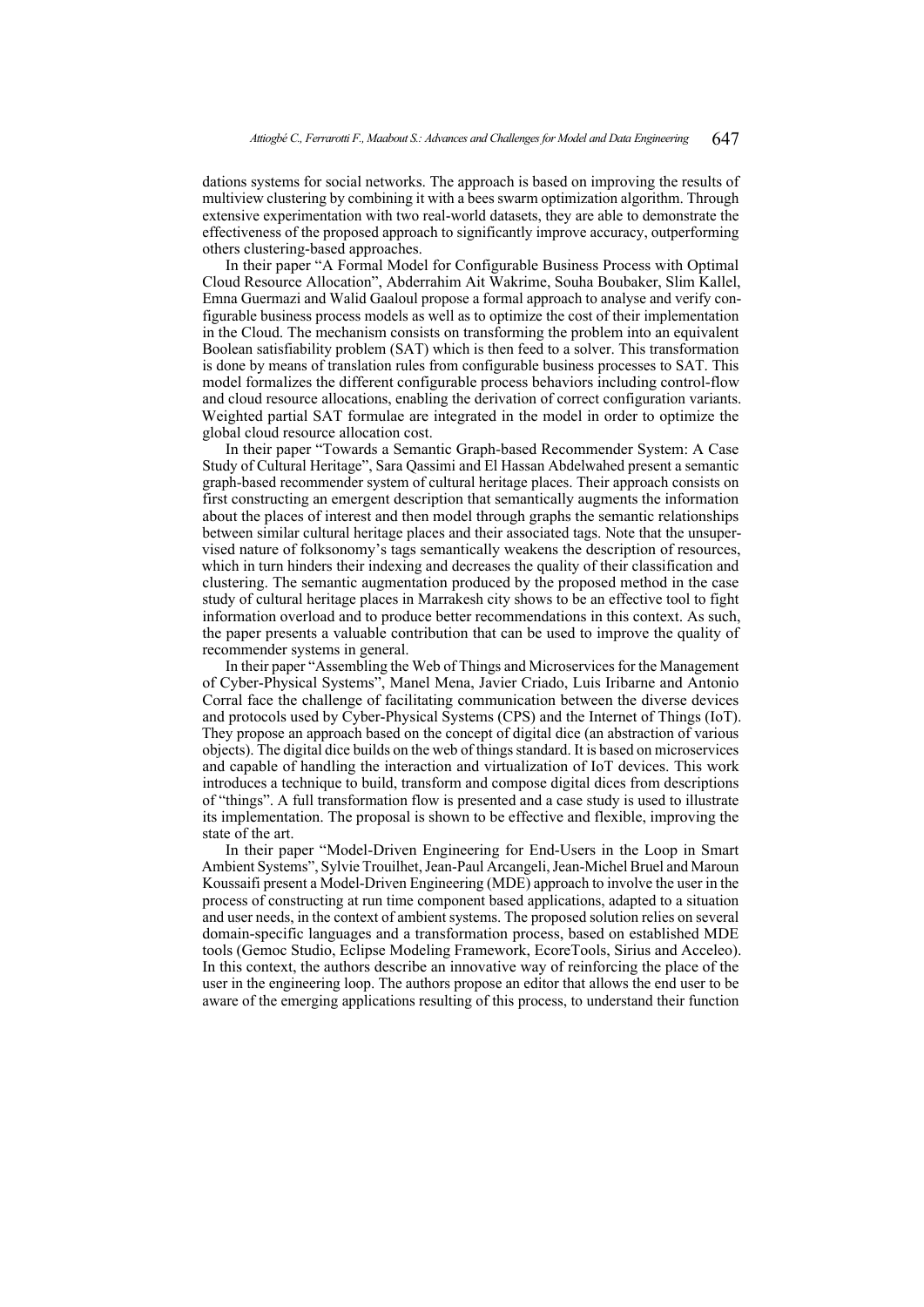dations systems for social networks. The approach is based on improving the results of multiview clustering by combining it with a bees swarm optimization algorithm. Through extensive experimentation with two real-world datasets, they are able to demonstrate the effectiveness of the proposed approach to significantly improve accuracy, outperforming others clustering-based approaches.

In their paper "A Formal Model for Configurable Business Process with Optimal Cloud Resource Allocation", Abderrahim Ait Wakrime, Souha Boubaker, Slim Kallel, Emna Guermazi and Walid Gaaloul propose a formal approach to analyse and verify configurable business process models as well as to optimize the cost of their implementation in the Cloud. The mechanism consists on transforming the problem into an equivalent Boolean satisfiability problem (SAT) which is then feed to a solver. This transformation is done by means of translation rules from configurable business processes to SAT. This model formalizes the different configurable process behaviors including control-flow and cloud resource allocations, enabling the derivation of correct configuration variants. Weighted partial SAT formulae are integrated in the model in order to optimize the global cloud resource allocation cost.

In their paper "Towards a Semantic Graph-based Recommender System: A Case Study of Cultural Heritage", Sara Qassimi and El Hassan Abdelwahed present a semantic graph-based recommender system of cultural heritage places. Their approach consists on first constructing an emergent description that semantically augments the information about the places of interest and then model through graphs the semantic relationships between similar cultural heritage places and their associated tags. Note that the unsupervised nature of folksonomy's tags semantically weakens the description of resources, which in turn hinders their indexing and decreases the quality of their classification and clustering. The semantic augmentation produced by the proposed method in the case study of cultural heritage places in Marrakesh city shows to be an effective tool to fight information overload and to produce better recommendations in this context. As such, the paper presents a valuable contribution that can be used to improve the quality of recommender systems in general.

In their paper "Assembling the Web of Things and Microservices for the Management of Cyber-Physical Systems", Manel Mena, Javier Criado, Luis Iribarne and Antonio Corral face the challenge of facilitating communication between the diverse devices and protocols used by Cyber-Physical Systems (CPS) and the Internet of Things (IoT). They propose an approach based on the concept of digital dice (an abstraction of various objects). The digital dice builds on the web of things standard. It is based on microservices and capable of handling the interaction and virtualization of IoT devices. This work introduces a technique to build, transform and compose digital dices from descriptions of "things". A full transformation flow is presented and a case study is used to illustrate its implementation. The proposal is shown to be effective and flexible, improving the state of the art.

In their paper "Model-Driven Engineering for End-Users in the Loop in Smart Ambient Systems", Sylvie Trouilhet, Jean-Paul Arcangeli, Jean-Michel Bruel and Maroun Koussaifi present a Model-Driven Engineering (MDE) approach to involve the user in the process of constructing at run time component based applications, adapted to a situation and user needs, in the context of ambient systems. The proposed solution relies on several domain-specific languages and a transformation process, based on established MDE tools (Gemoc Studio, Eclipse Modeling Framework, EcoreTools, Sirius and Acceleo). In this context, the authors describe an innovative way of reinforcing the place of the user in the engineering loop. The authors propose an editor that allows the end user to be aware of the emerging applications resulting of this process, to understand their function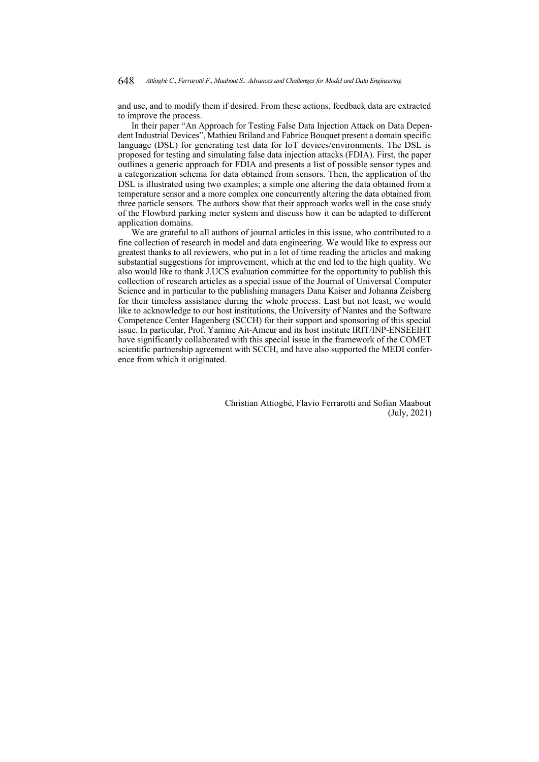and use, and to modify them if desired. From these actions, feedback data are extracted to improve the process.

In their paper "An Approach for Testing False Data Injection Attack on Data Dependent Industrial Devices", Mathieu Briland and Fabrice Bouquet present a domain specific language (DSL) for generating test data for IoT devices/environments. The DSL is proposed for testing and simulating false data injection attacks (FDIA). First, the paper outlines a generic approach for FDIA and presents a list of possible sensor types and a categorization schema for data obtained from sensors. Then, the application of the DSL is illustrated using two examples; a simple one altering the data obtained from a temperature sensor and a more complex one concurrently altering the data obtained from three particle sensors. The authors show that their approach works well in the case study of the Flowbird parking meter system and discuss how it can be adapted to different application domains.

We are grateful to all authors of journal articles in this issue, who contributed to a fine collection of research in model and data engineering. We would like to express our greatest thanks to all reviewers, who put in a lot of time reading the articles and making substantial suggestions for improvement, which at the end led to the high quality. We also would like to thank J.UCS evaluation committee for the opportunity to publish this collection of research articles as a special issue of the Journal of Universal Computer Science and in particular to the publishing managers Dana Kaiser and Johanna Zeisberg for their timeless assistance during the whole process. Last but not least, we would like to acknowledge to our host institutions, the University of Nantes and the Software Competence Center Hagenberg (SCCH) for their support and sponsoring of this special issue. In particular, Prof. Yamine Ait-Ameur and its host institute IRIT/INP-ENSEEIHT have significantly collaborated with this special issue in the framework of the COMET scientific partnership agreement with SCCH, and have also supported the MEDI conference from which it originated.

Christian Attiogbé, Flavio Ferrarotti and Sofian Maabout
(July, 2021)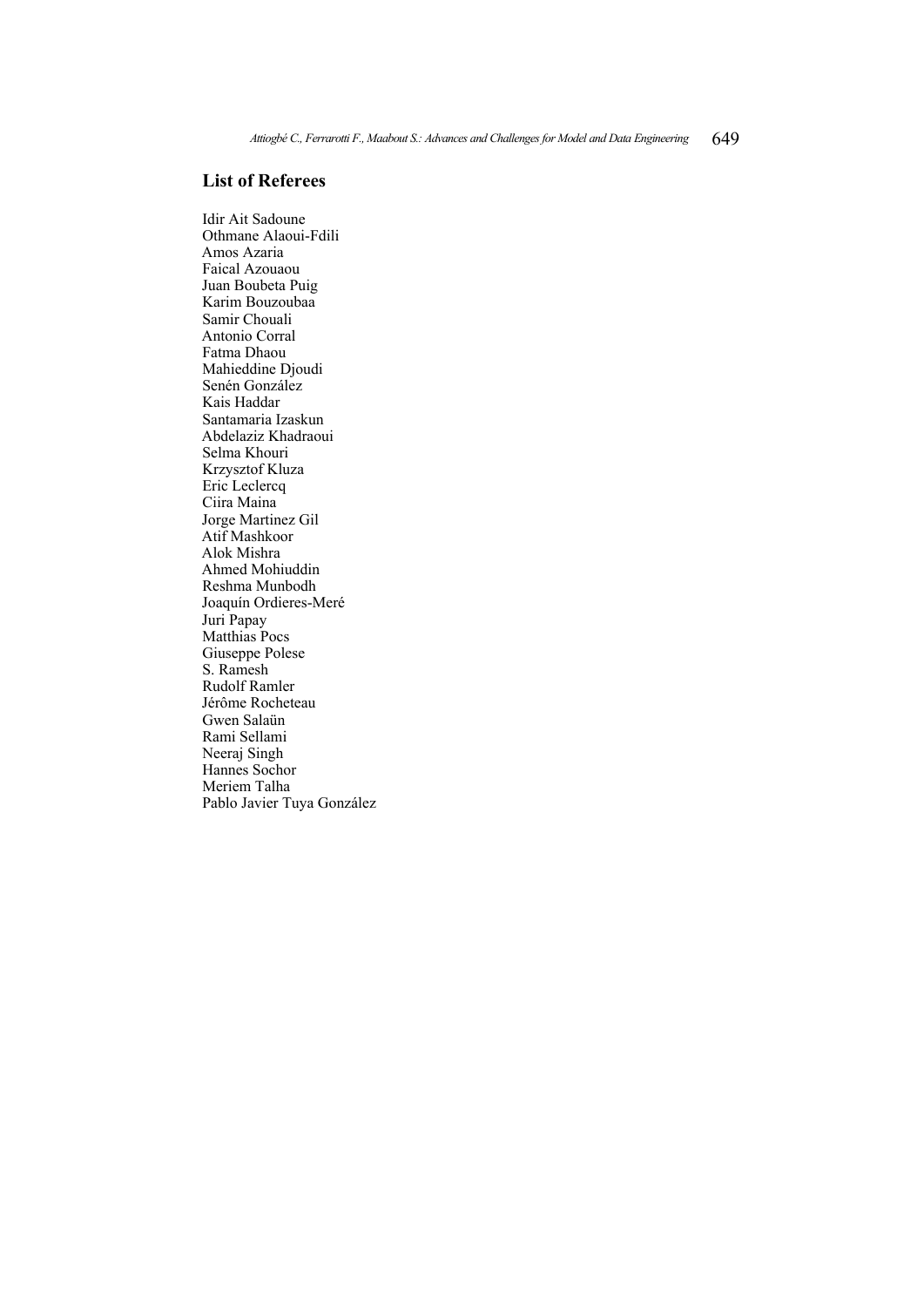## List of Referees

Idir Ait Sadoune
Othmane Alaoui-Fdili
Amos Azaria
Faical Azouaou
Juan Boubeta Puig
Karim Bouzoubaa
Samir Chouali
Antonio Corral
Fatma Dhaou
Mahieddine Djoudi
Senén González
Kais Haddar
Santamaria Izaskun
Abdelaziz Khadraoui
Selma Khouri
Krzysztof Kluza
Eric Leclercq
Ciira Maina
Jorge Martinez Gil
Atif Mashkoor
Alok Mishra
Ahmed Mohiuddin
Reshma Munbodh
Joaquín Ordieres-Meré
Juri Papay
Matthias Pocs
Giuseppe Polese
S. Ramesh
Rudolf Ramler
Jérôme Rocheteau
Gwen Salaün
Rami Sellami
Neeraj Singh
Hannes Sochor
Meriem Talha
Pablo Javier Tuya González